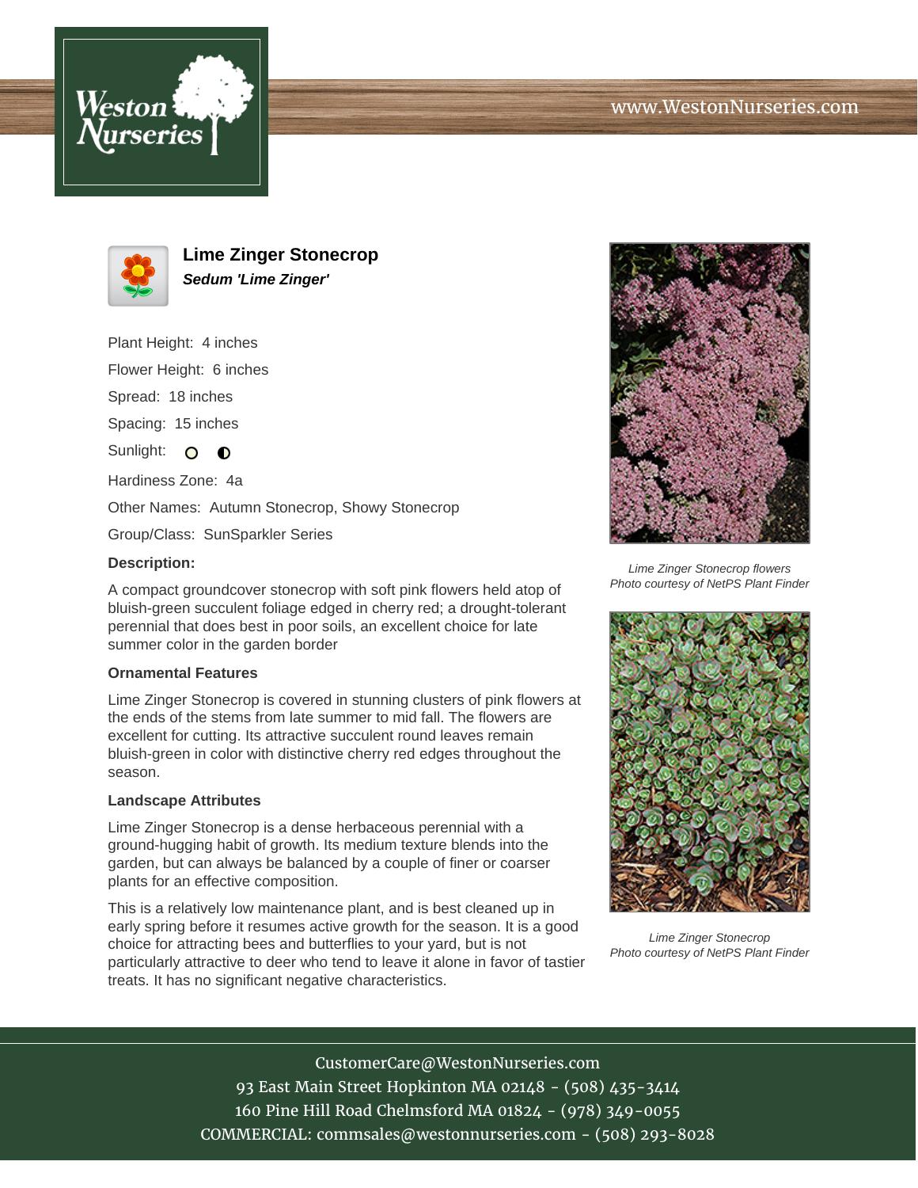# Lime Zinger Stonecrop

***Sedum 'Lime Zinger'***

Plant Height: 4 inches

Flower Height: 6 inches

Spread: 18 inches

Spacing: 15 inches

Sunlight:

Hardiness Zone: 4a

Other Names: Autumn Stonecrop, Showy Stonecrop

Group/Class: SunSparkler Series

**Description:**

A compact groundcover stonecrop with soft pink flowers held atop of bluish-green succulent foliage edged in cherry red; a drought-tolerant perennial that does best in poor soils, an excellent choice for late summer color in the garden border

### Ornamental Features

Lime Zinger Stonecrop is covered in stunning clusters of pink flowers at the ends of the stems from late summer to mid fall. The flowers are excellent for cutting. Its attractive succulent round leaves remain bluish-green in color with distinctive cherry red edges throughout the season.

### Landscape Attributes

Lime Zinger Stonecrop is a dense herbaceous perennial with a ground-hugging habit of growth. Its medium texture blends into the garden, but can always be balanced by a couple of finer or coarser plants for an effective composition.

This is a relatively low maintenance plant, and is best cleaned up in early spring before it resumes active growth for the season. It is a good choice for attracting bees and butterflies to your yard, but is not particularly attractive to deer who tend to leave it alone in favor of tastier treats. It has no significant negative characteristics.

*Lime Zinger Stonecrop flowers*
*Photo courtesy of NetPS Plant Finder*

*Lime Zinger Stonecrop*
*Photo courtesy of NetPS Plant Finder*

CustomerCare@WestonNurseries.com
93 East Main Street Hopkinton MA 02148 - (508) 435-3414
160 Pine Hill Road Chelmsford MA 01824 - (978) 349-0055
COMMERCIAL: commsales@westonnurseries.com - (508) 293-8028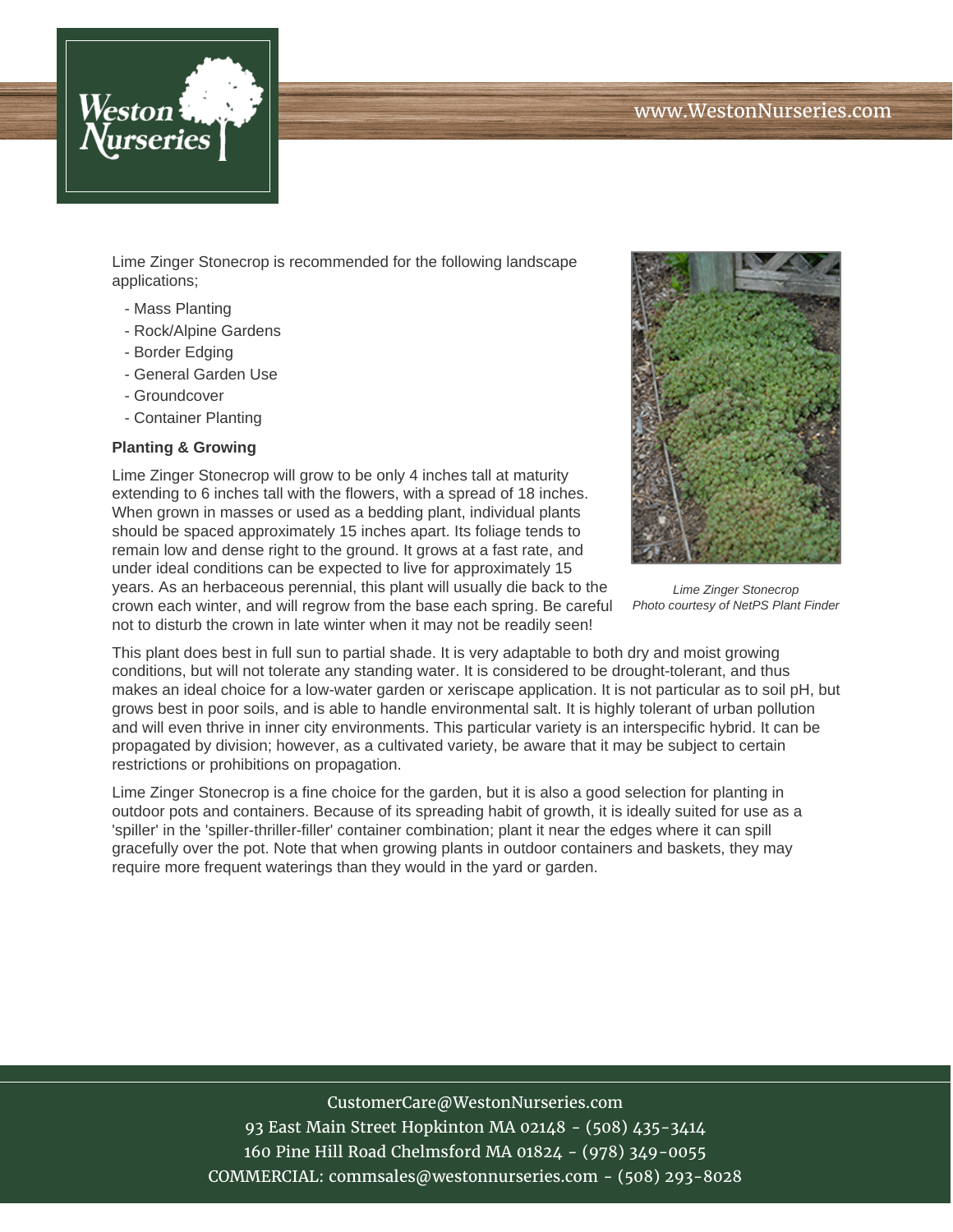Lime Zinger Stonecrop is recommended for the following landscape applications;

- Mass Planting
- Rock/Alpine Gardens
- Border Edging
- General Garden Use
- Groundcover
- Container Planting

**Planting & Growing**

Lime Zinger Stonecrop will grow to be only 4 inches tall at maturity extending to 6 inches tall with the flowers, with a spread of 18 inches. When grown in masses or used as a bedding plant, individual plants should be spaced approximately 15 inches apart. Its foliage tends to remain low and dense right to the ground. It grows at a fast rate, and under ideal conditions can be expected to live for approximately 15 years. As an herbaceous perennial, this plant will usually die back to the crown each winter, and will regrow from the base each spring. Be careful not to disturb the crown in late winter when it may not be readily seen!

*Lime Zinger Stonecrop*
*Photo courtesy of NetPS Plant Finder*

This plant does best in full sun to partial shade. It is very adaptable to both dry and moist growing conditions, but will not tolerate any standing water. It is considered to be drought-tolerant, and thus makes an ideal choice for a low-water garden or xeriscape application. It is not particular as to soil pH, but grows best in poor soils, and is able to handle environmental salt. It is highly tolerant of urban pollution and will even thrive in inner city environments. This particular variety is an interspecific hybrid. It can be propagated by division; however, as a cultivated variety, be aware that it may be subject to certain restrictions or prohibitions on propagation.

Lime Zinger Stonecrop is a fine choice for the garden, but it is also a good selection for planting in outdoor pots and containers. Because of its spreading habit of growth, it is ideally suited for use as a 'spiller' in the 'spiller-thriller-filler' container combination; plant it near the edges where it can spill gracefully over the pot. Note that when growing plants in outdoor containers and baskets, they may require more frequent waterings than they would in the yard or garden.